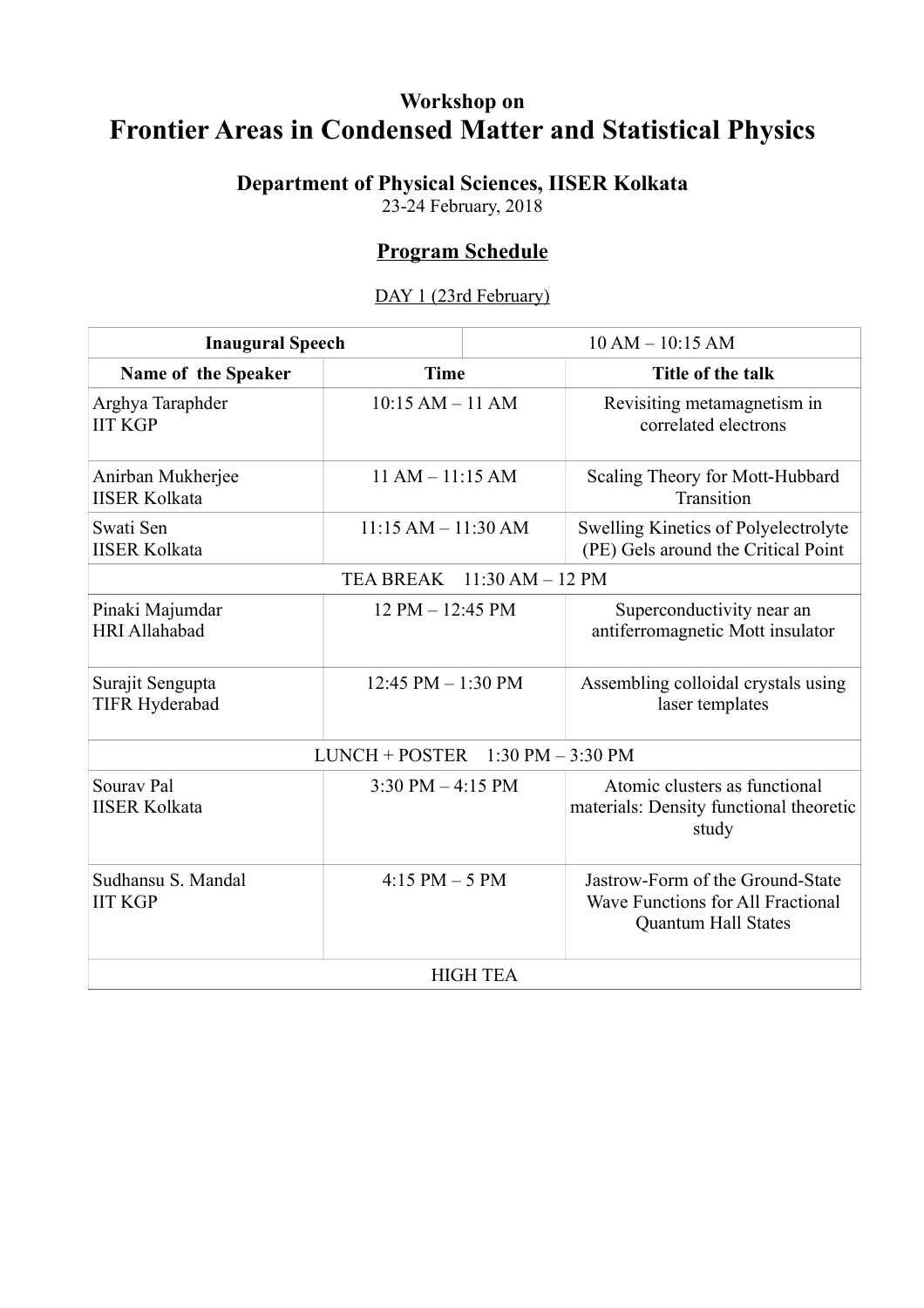Workshop on

# Frontier Areas in Condensed Matter and Statistical Physics

### Department of Physical Sciences, IISER Kolkata

23-24 February, 2018

## Program Schedule

DAY 1 (23rd February)

| **Inaugural Speech** | | 10 AM – 10:15 AM |
|---|---|---|
| **Name of the Speaker** | **Time** | **Title of the talk** |
| Arghya Taraphder<br>IIT KGP | 10:15 AM – 11 AM | Revisiting metamagnetism in correlated electrons |
| Anirban Mukherjee<br>IISER Kolkata | 11 AM – 11:15 AM | Scaling Theory for Mott-Hubbard Transition |
| Swati Sen<br>IISER Kolkata | 11:15 AM – 11:30 AM | Swelling Kinetics of Polyelectrolyte (PE) Gels around the Critical Point |
| TEA BREAK 11:30 AM – 12 PM | | |
| Pinaki Majumdar<br>HRI Allahabad | 12 PM – 12:45 PM | Superconductivity near an antiferromagnetic Mott insulator |
| Surajit Sengupta<br>TIFR Hyderabad | 12:45 PM – 1:30 PM | Assembling colloidal crystals using laser templates |
| LUNCH + POSTER 1:30 PM – 3:30 PM | | |
| Sourav Pal<br>IISER Kolkata | 3:30 PM – 4:15 PM | Atomic clusters as functional materials: Density functional theoretic study |
| Sudhansu S. Mandal<br>IIT KGP | 4:15 PM – 5 PM | Jastrow-Form of the Ground-State Wave Functions for All Fractional Quantum Hall States |
| HIGH TEA | | |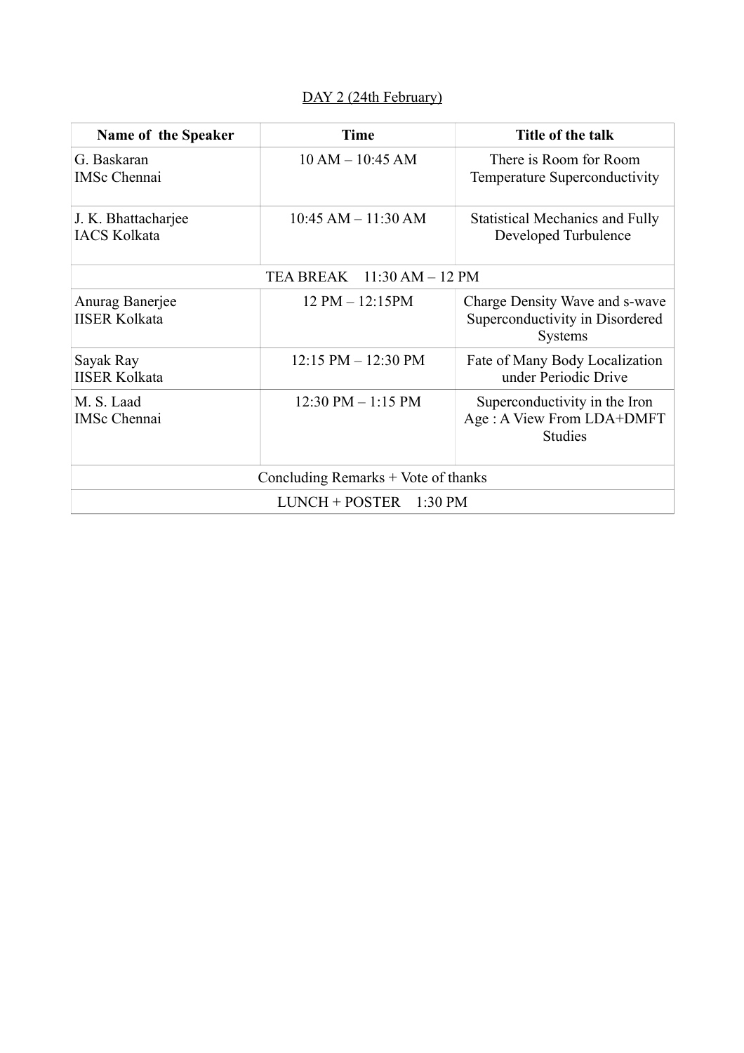DAY 2 (24th February)

| Name of the Speaker | Time | Title of the talk |
|---|---|---|
| G. Baskaran<br>IMSc Chennai | 10 AM – 10:45 AM | There is Room for Room Temperature Superconductivity |
| J. K. Bhattacharjee<br>IACS Kolkata | 10:45 AM – 11:30 AM | Statistical Mechanics and Fully Developed Turbulence |
| TEA BREAK 11:30 AM – 12 PM | | |
| Anurag Banerjee<br>IISER Kolkata | 12 PM – 12:15PM | Charge Density Wave and s-wave Superconductivity in Disordered Systems |
| Sayak Ray<br>IISER Kolkata | 12:15 PM – 12:30 PM | Fate of Many Body Localization under Periodic Drive |
| M. S. Laad<br>IMSc Chennai | 12:30 PM – 1:15 PM | Superconductivity in the Iron Age : A View From LDA+DMFT Studies |
| Concluding Remarks + Vote of thanks | | |
| LUNCH + POSTER 1:30 PM | | |